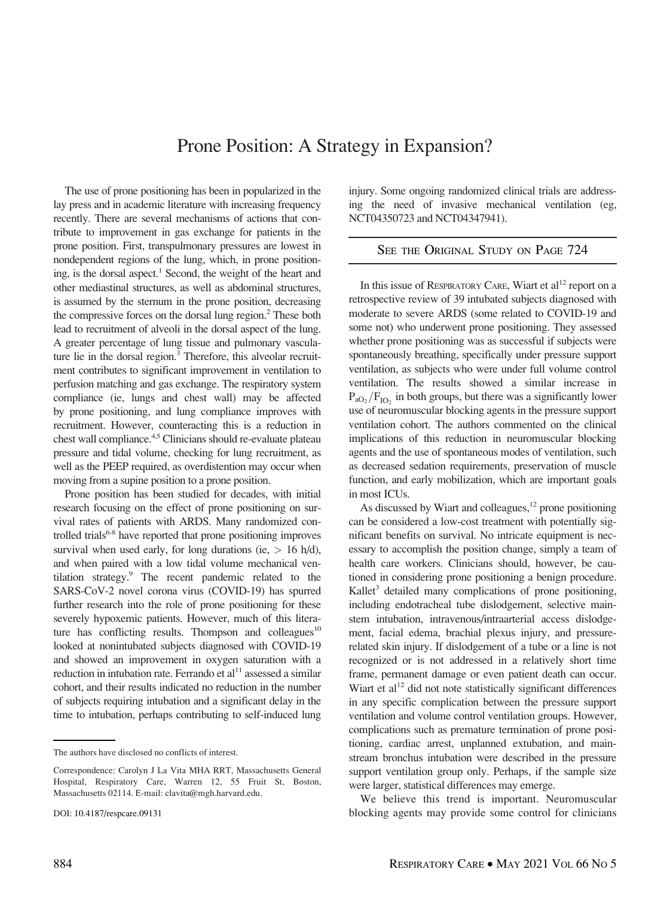# Prone Position: A Strategy in Expansion?

The use of prone positioning has been in popularized in the lay press and in academic literature with increasing frequency recently. There are several mechanisms of actions that contribute to improvement in gas exchange for patients in the prone position. First, transpulmonary pressures are lowest in nondependent regions of the lung, which, in prone positioning, is the dorsal aspect.[1] Second, the weight of the heart and other mediastinal structures, as well as abdominal structures, is assumed by the sternum in the prone position, decreasing the compressive forces on the dorsal lung region.[2] These both lead to recruitment of alveoli in the dorsal aspect of the lung. A greater percentage of lung tissue and pulmonary vasculature lie in the dorsal region.[3] Therefore, this alveolar recruitment contributes to significant improvement in ventilation to perfusion matching and gas exchange. The respiratory system compliance (ie, lungs and chest wall) may be affected by prone positioning, and lung compliance improves with recruitment. However, counteracting this is a reduction in chest wall compliance.[4,5] Clinicians should re-evaluate plateau pressure and tidal volume, checking for lung recruitment, as well as the PEEP required, as overdistention may occur when moving from a supine position to a prone position.

Prone position has been studied for decades, with initial research focusing on the effect of prone positioning on survival rates of patients with ARDS. Many randomized controlled trials[6-8] have reported that prone positioning improves survival when used early, for long durations (ie, $> 16$ h/d), and when paired with a low tidal volume mechanical ventilation strategy.[9] The recent pandemic related to the SARS-CoV-2 novel corona virus (COVID-19) has spurred further research into the role of prone positioning for these severely hypoxemic patients. However, much of this literature has conflicting results. Thompson and colleagues[10] looked at nonintubated subjects diagnosed with COVID-19 and showed an improvement in oxygen saturation with a reduction in intubation rate. Ferrando et al[11] assessed a similar cohort, and their results indicated no reduction in the number of subjects requiring intubation and a significant delay in the time to intubation, perhaps contributing to self-induced lung injury. Some ongoing randomized clinical trials are addressing the need of invasive mechanical ventilation (eg, NCT04350723 and NCT04347941).

**See the Original Study on Page 724**

In this issue of Respiratory Care, Wiart et al[12] report on a retrospective review of 39 intubated subjects diagnosed with moderate to severe ARDS (some related to COVID-19 and some not) who underwent prone positioning. They assessed whether prone positioning was as successful if subjects were spontaneously breathing, specifically under pressure support ventilation, as subjects who were under full volume control ventilation. The results showed a similar increase in $P_{aO_2}/F_{IO_2}$ in both groups, but there was a significantly lower use of neuromuscular blocking agents in the pressure support ventilation cohort. The authors commented on the clinical implications of this reduction in neuromuscular blocking agents and the use of spontaneous modes of ventilation, such as decreased sedation requirements, preservation of muscle function, and early mobilization, which are important goals in most ICUs.

As discussed by Wiart and colleagues,[12] prone positioning can be considered a low-cost treatment with potentially significant benefits on survival. No intricate equipment is necessary to accomplish the position change, simply a team of health care workers. Clinicians should, however, be cautioned in considering prone positioning a benign procedure. Kallet[3] detailed many complications of prone positioning, including endotracheal tube dislodgement, selective mainstem intubation, intravenous/intraarterial access dislodgement, facial edema, brachial plexus injury, and pressure-related skin injury. If dislodgement of a tube or a line is not recognized or is not addressed in a relatively short time frame, permanent damage or even patient death can occur. Wiart et al[12] did not note statistically significant differences in any specific complication between the pressure support ventilation and volume control ventilation groups. However, complications such as premature termination of prone positioning, cardiac arrest, unplanned extubation, and mainstream bronchus intubation were described in the pressure support ventilation group only. Perhaps, if the sample size were larger, statistical differences may emerge.

We believe this trend is important. Neuromuscular blocking agents may provide some control for clinicians

---

The authors have disclosed no conflicts of interest.

Correspondence: Carolyn J La Vita MHA RRT, Massachusetts General Hospital, Respiratory Care, Warren 12, 55 Fruit St, Boston, Massachusetts 02114. E-mail: clavita@mgh.harvard.edu.

DOI: 10.4187/respcare.09131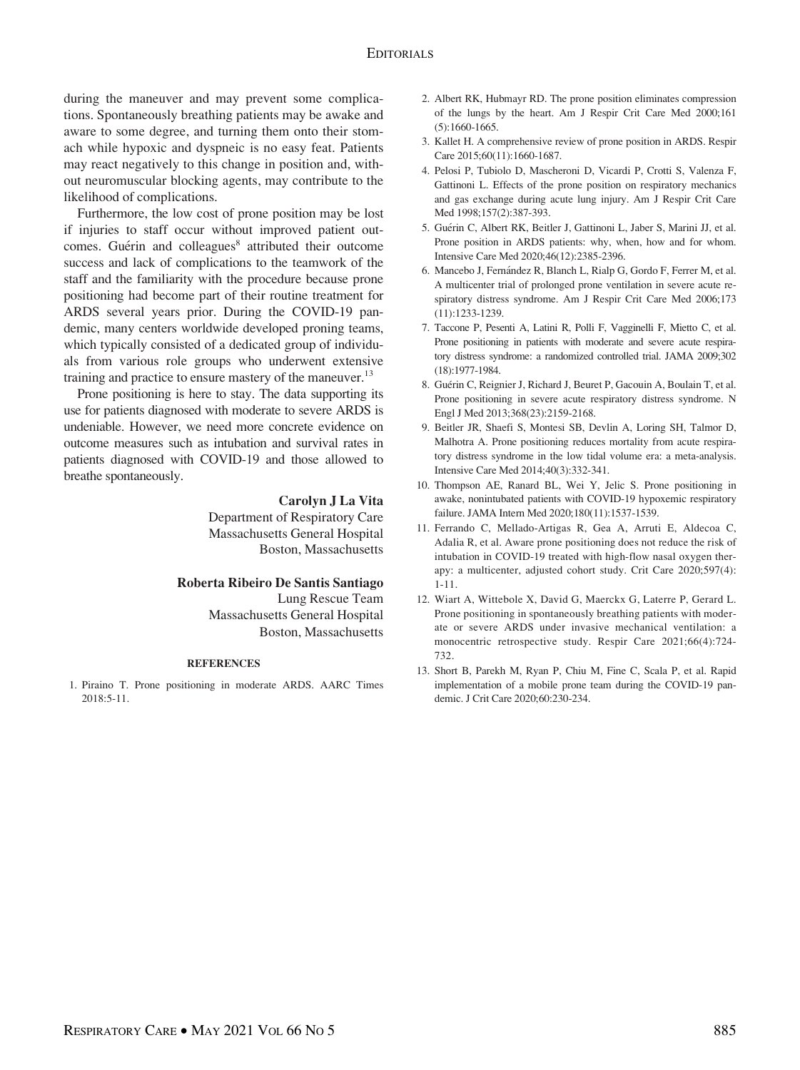during the maneuver and may prevent some complications. Spontaneously breathing patients may be awake and aware to some degree, and turning them onto their stomach while hypoxic and dyspneic is no easy feat. Patients may react negatively to this change in position and, without neuromuscular blocking agents, may contribute to the likelihood of complications.

Furthermore, the low cost of prone position may be lost if injuries to staff occur without improved patient outcomes. Guérin and colleagues[8] attributed their outcome success and lack of complications to the teamwork of the staff and the familiarity with the procedure because prone positioning had become part of their routine treatment for ARDS several years prior. During the COVID-19 pandemic, many centers worldwide developed proning teams, which typically consisted of a dedicated group of individuals from various role groups who underwent extensive training and practice to ensure mastery of the maneuver.[13]

Prone positioning is here to stay. The data supporting its use for patients diagnosed with moderate to severe ARDS is undeniable. However, we need more concrete evidence on outcome measures such as intubation and survival rates in patients diagnosed with COVID-19 and those allowed to breathe spontaneously.

**Carolyn J La Vita**
Department of Respiratory Care
Massachusetts General Hospital
Boston, Massachusetts

**Roberta Ribeiro De Santis Santiago**
Lung Rescue Team
Massachusetts General Hospital
Boston, Massachusetts

## REFERENCES

1. Piraino T. Prone positioning in moderate ARDS. AARC Times 2018:5-11.
2. Albert RK, Hubmayr RD. The prone position eliminates compression of the lungs by the heart. Am J Respir Crit Care Med 2000;161 (5):1660-1665.
3. Kallet H. A comprehensive review of prone position in ARDS. Respir Care 2015;60(11):1660-1687.
4. Pelosi P, Tubiolo D, Mascheroni D, Vicardi P, Crotti S, Valenza F, Gattinoni L. Effects of the prone position on respiratory mechanics and gas exchange during acute lung injury. Am J Respir Crit Care Med 1998;157(2):387-393.
5. Guérin C, Albert RK, Beitler J, Gattinoni L, Jaber S, Marini JJ, et al. Prone position in ARDS patients: why, when, how and for whom. Intensive Care Med 2020;46(12):2385-2396.
6. Mancebo J, Fernández R, Blanch L, Rialp G, Gordo F, Ferrer M, et al. A multicenter trial of prolonged prone ventilation in severe acute respiratory distress syndrome. Am J Respir Crit Care Med 2006;173 (11):1233-1239.
7. Taccone P, Pesenti A, Latini R, Polli F, Vagginelli F, Mietto C, et al. Prone positioning in patients with moderate and severe acute respiratory distress syndrome: a randomized controlled trial. JAMA 2009;302 (18):1977-1984.
8. Guérin C, Reignier J, Richard J, Beuret P, Gacouin A, Boulain T, et al. Prone positioning in severe acute respiratory distress syndrome. N Engl J Med 2013;368(23):2159-2168.
9. Beitler JR, Shaefi S, Montesi SB, Devlin A, Loring SH, Talmor D, Malhotra A. Prone positioning reduces mortality from acute respiratory distress syndrome in the low tidal volume era: a meta-analysis. Intensive Care Med 2014;40(3):332-341.
10. Thompson AE, Ranard BL, Wei Y, Jelic S. Prone positioning in awake, nonintubated patients with COVID-19 hypoxemic respiratory failure. JAMA Intern Med 2020;180(11):1537-1539.
11. Ferrando C, Mellado-Artigas R, Gea A, Arruti E, Aldecoa C, Adalia R, et al. Aware prone positioning does not reduce the risk of intubation in COVID-19 treated with high-flow nasal oxygen therapy: a multicenter, adjusted cohort study. Crit Care 2020;597(4): 1-11.
12. Wiart A, Wittebole X, David G, Maerckx G, Laterre P, Gerard L. Prone positioning in spontaneously breathing patients with moderate or severe ARDS under invasive mechanical ventilation: a monocentric retrospective study. Respir Care 2021;66(4):724-732.
13. Short B, Parekh M, Ryan P, Chiu M, Fine C, Scala P, et al. Rapid implementation of a mobile prone team during the COVID-19 pandemic. J Crit Care 2020;60:230-234.